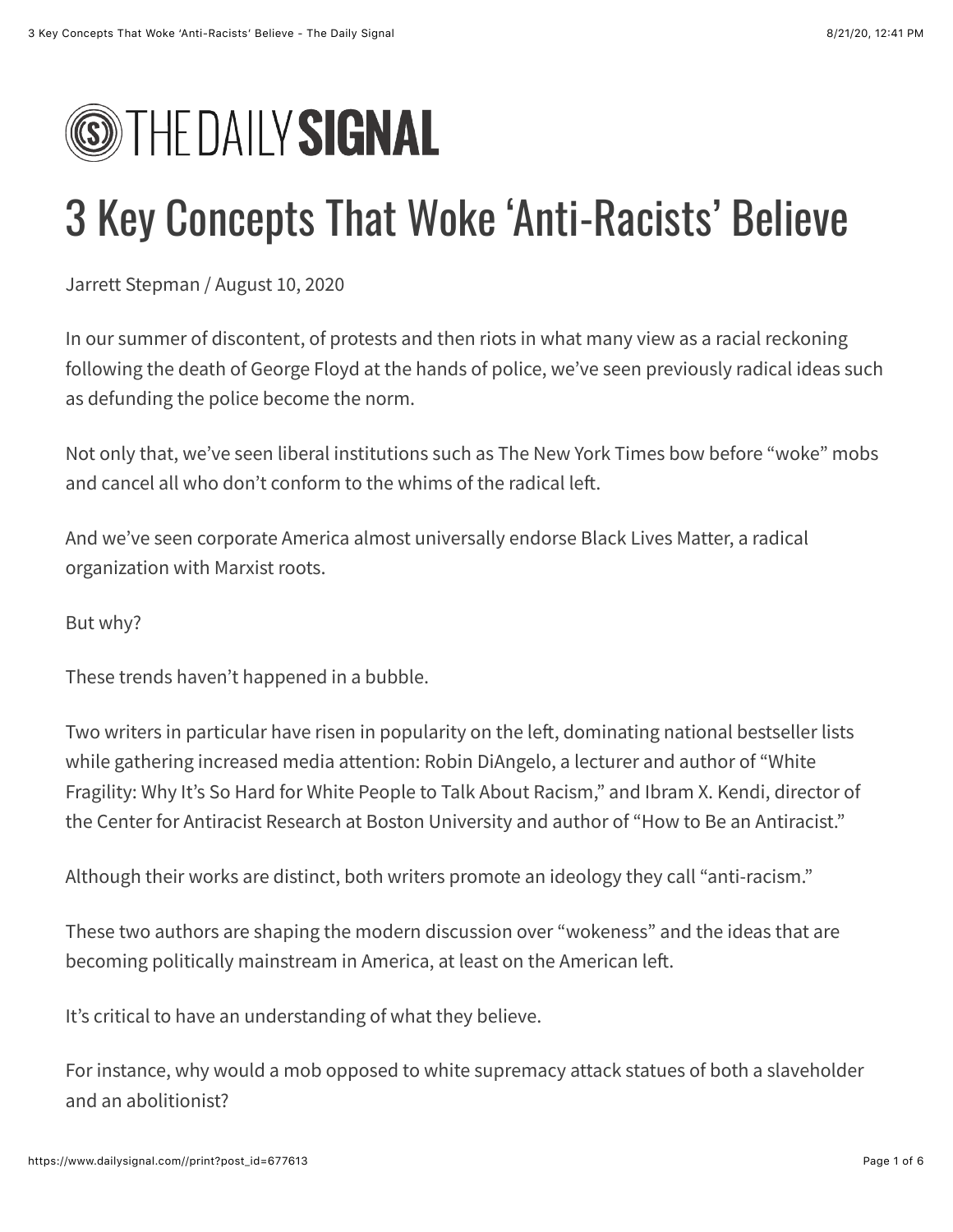# THE DAILY SIGNAL

# 3 Key Concepts That Woke 'Anti-Racists' Believe

Jarrett Stepman / August 10, 2020

In our summer of discontent, of protests and then riots in what many view as a racial reckoning following the death of George Floyd at the hands of police, we've seen previously radical ideas such as defunding the police become the norm.

Not only that, we've seen liberal institutions such as The New York Times bow before "woke" mobs and cancel all who don't conform to the whims of the radical left.

And we've seen corporate America almost universally endorse Black Lives Matter, a radical organization with Marxist roots.

But why?

These trends haven't happened in a bubble.

Two writers in particular have risen in popularity on the left, dominating national bestseller lists while gathering increased media attention: Robin DiAngelo, a lecturer and author of "White Fragility: Why It's So Hard for White People to Talk About Racism," and Ibram X. Kendi, director of the Center for Antiracist Research at Boston University and author of "How to Be an Antiracist."

Although their works are distinct, both writers promote an ideology they call "anti-racism."

These two authors are shaping the modern discussion over "wokeness" and the ideas that are becoming politically mainstream in America, at least on the American left.

It's critical to have an understanding of what they believe.

For instance, why would a mob opposed to white supremacy attack statues of both a slaveholder and an abolitionist?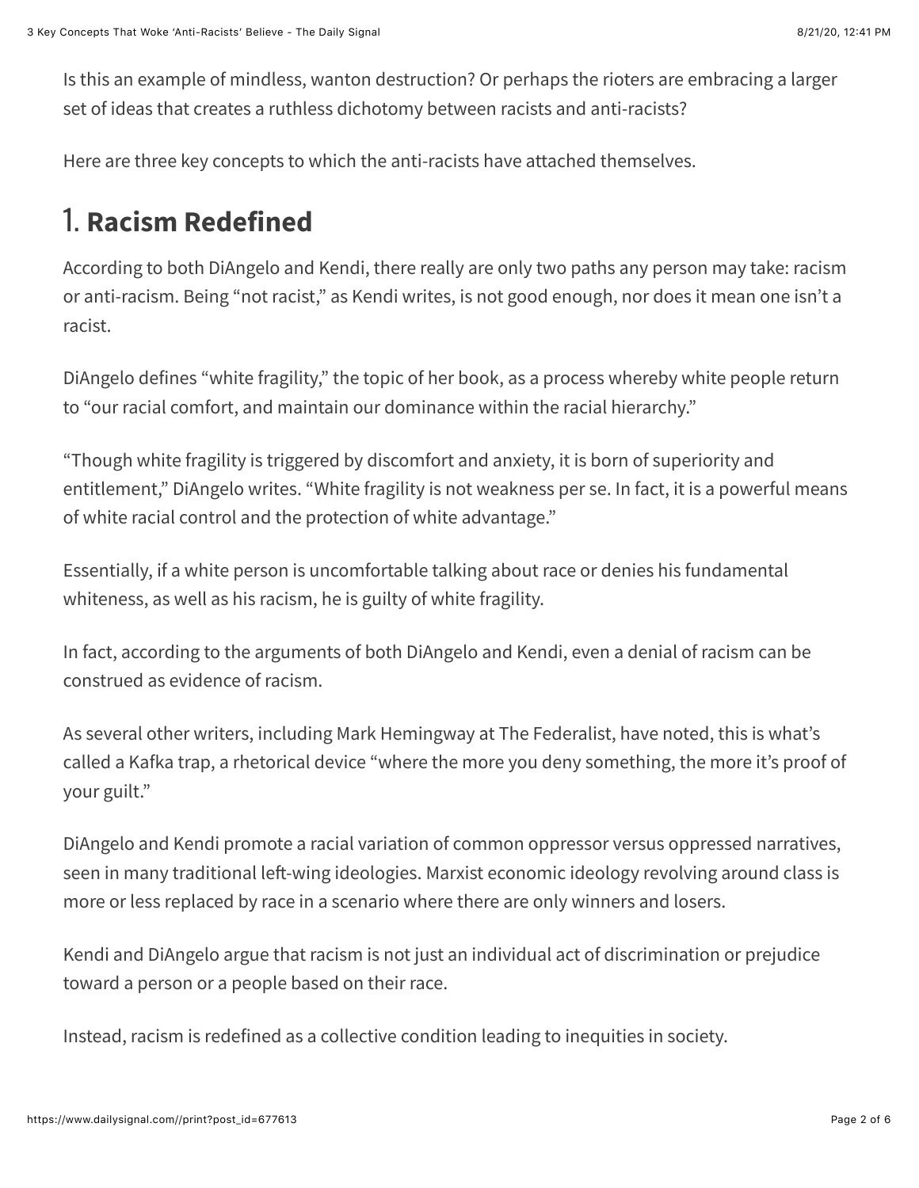Is this an example of mindless, wanton destruction? Or perhaps the rioters are embracing a larger set of ideas that creates a ruthless dichotomy between racists and anti-racists?

Here are three key concepts to which the anti-racists have attached themselves.

## 1. **Racism Redefined**

According to both DiAngelo and Kendi, there really are only two paths any person may take: racism or anti-racism. Being "not racist," as Kendi writes, is not good enough, nor does it mean one isn't a racist.

DiAngelo defines "white fragility," the topic of her book, as a process whereby white people return to "our racial comfort, and maintain our dominance within the racial hierarchy."

"Though white fragility is triggered by discomfort and anxiety, it is born of superiority and entitlement," DiAngelo writes. "White fragility is not weakness per se. In fact, it is a powerful means of white racial control and the protection of white advantage."

Essentially, if a white person is uncomfortable talking about race or denies his fundamental whiteness, as well as his racism, he is guilty of white fragility.

In fact, according to the arguments of both DiAngelo and Kendi, even a denial of racism can be construed as evidence of racism.

As several other writers, including Mark Hemingway at The Federalist, have noted, this is what's called a Kafka trap, a rhetorical device "where the more you deny something, the more it's proof of your guilt."

DiAngelo and Kendi promote a racial variation of common oppressor versus oppressed narratives, seen in many traditional left-wing ideologies. Marxist economic ideology revolving around class is more or less replaced by race in a scenario where there are only winners and losers.

Kendi and DiAngelo argue that racism is not just an individual act of discrimination or prejudice toward a person or a people based on their race.

Instead, racism is redefined as a collective condition leading to inequities in society.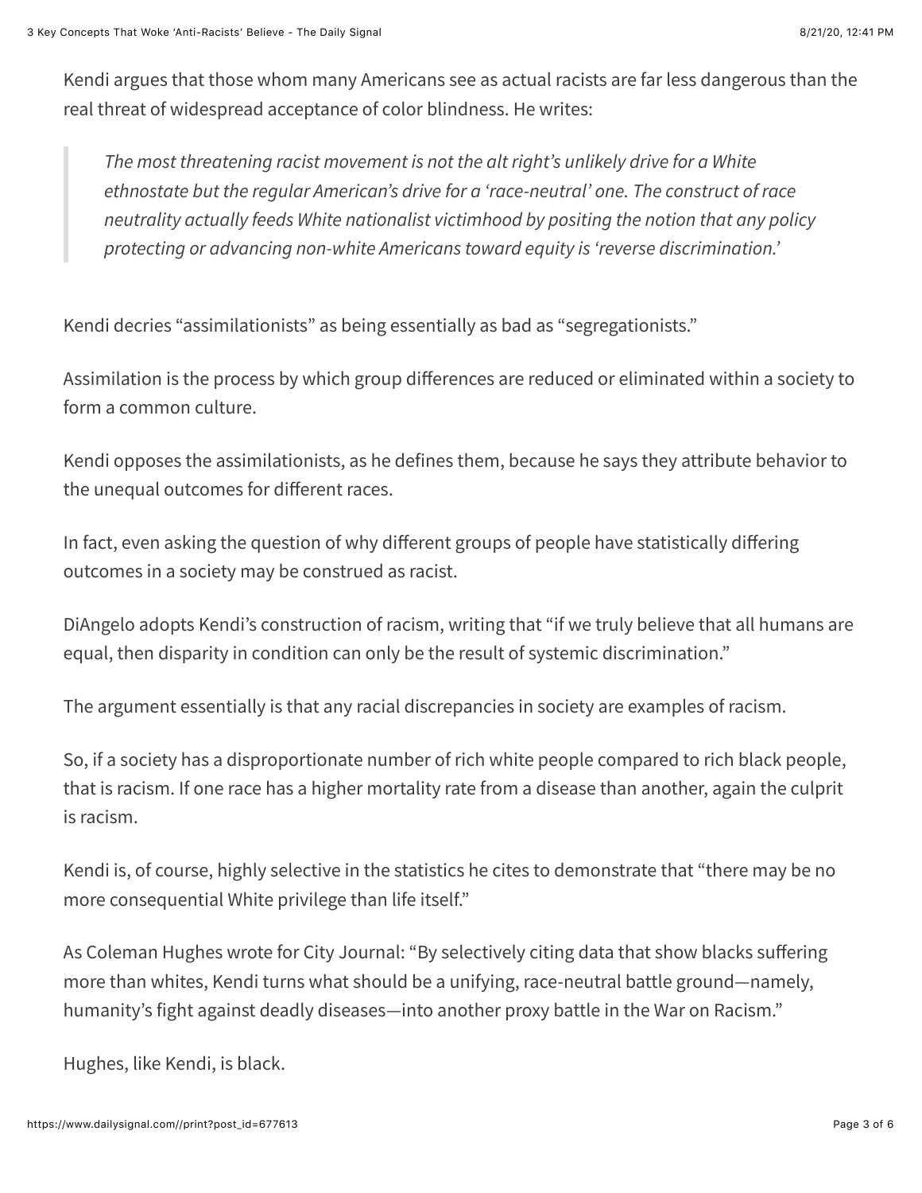Kendi argues that those whom many Americans see as actual racists are far less dangerous than the real threat of widespread acceptance of color blindness. He writes:

> *The most threatening racist movement is not the alt right's unlikely drive for a White ethnostate but the regular American's drive for a 'race-neutral' one. The construct of race neutrality actually feeds White nationalist victimhood by positing the notion that any policy protecting or advancing non-white Americans toward equity is 'reverse discrimination.'*

Kendi decries "assimilationists" as being essentially as bad as "segregationists."

Assimilation is the process by which group differences are reduced or eliminated within a society to form a common culture.

Kendi opposes the assimilationists, as he defines them, because he says they attribute behavior to the unequal outcomes for different races.

In fact, even asking the question of why different groups of people have statistically differing outcomes in a society may be construed as racist.

DiAngelo adopts Kendi's construction of racism, writing that "if we truly believe that all humans are equal, then disparity in condition can only be the result of systemic discrimination."

The argument essentially is that any racial discrepancies in society are examples of racism.

So, if a society has a disproportionate number of rich white people compared to rich black people, that is racism. If one race has a higher mortality rate from a disease than another, again the culprit is racism.

Kendi is, of course, highly selective in the statistics he cites to demonstrate that "there may be no more consequential White privilege than life itself."

As Coleman Hughes wrote for City Journal: "By selectively citing data that show blacks suffering more than whites, Kendi turns what should be a unifying, race-neutral battle ground—namely, humanity's fight against deadly diseases—into another proxy battle in the War on Racism."

Hughes, like Kendi, is black.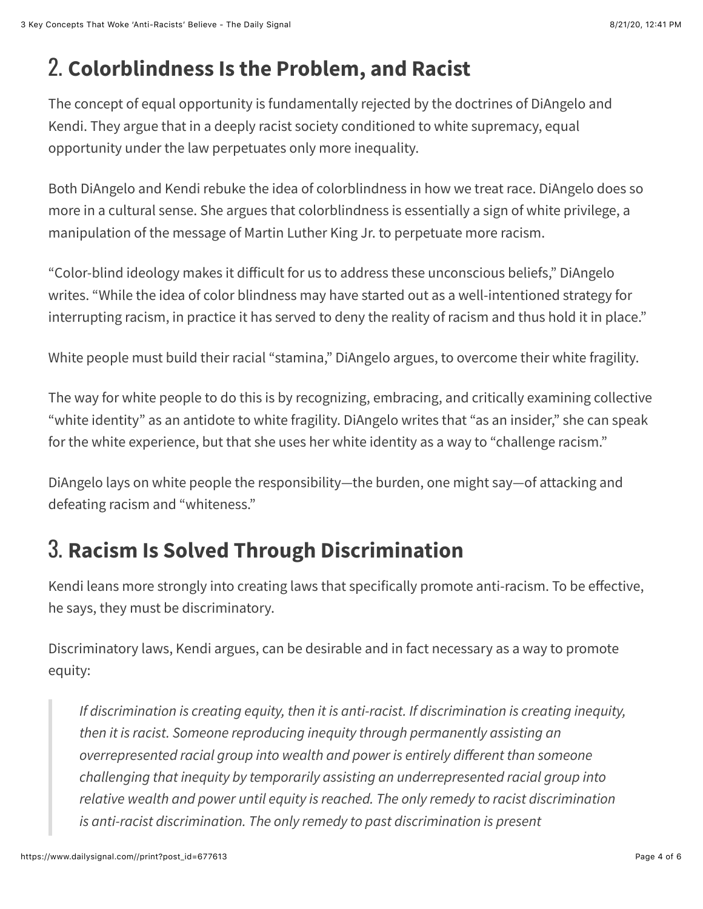## 2. Colorblindness Is the Problem, and Racist

The concept of equal opportunity is fundamentally rejected by the doctrines of DiAngelo and Kendi. They argue that in a deeply racist society conditioned to white supremacy, equal opportunity under the law perpetuates only more inequality.

Both DiAngelo and Kendi rebuke the idea of colorblindness in how we treat race. DiAngelo does so more in a cultural sense. She argues that colorblindness is essentially a sign of white privilege, a manipulation of the message of Martin Luther King Jr. to perpetuate more racism.

"Color-blind ideology makes it difficult for us to address these unconscious beliefs," DiAngelo writes. "While the idea of color blindness may have started out as a well-intentioned strategy for interrupting racism, in practice it has served to deny the reality of racism and thus hold it in place."

White people must build their racial "stamina," DiAngelo argues, to overcome their white fragility.

The way for white people to do this is by recognizing, embracing, and critically examining collective "white identity" as an antidote to white fragility. DiAngelo writes that "as an insider," she can speak for the white experience, but that she uses her white identity as a way to "challenge racism."

DiAngelo lays on white people the responsibility—the burden, one might say—of attacking and defeating racism and "whiteness."

## 3. Racism Is Solved Through Discrimination

Kendi leans more strongly into creating laws that specifically promote anti-racism. To be effective, he says, they must be discriminatory.

Discriminatory laws, Kendi argues, can be desirable and in fact necessary as a way to promote equity:

> *If discrimination is creating equity, then it is anti-racist. If discrimination is creating inequity, then it is racist. Someone reproducing inequity through permanently assisting an overrepresented racial group into wealth and power is entirely different than someone challenging that inequity by temporarily assisting an underrepresented racial group into relative wealth and power until equity is reached. The only remedy to racist discrimination is anti-racist discrimination. The only remedy to past discrimination is present*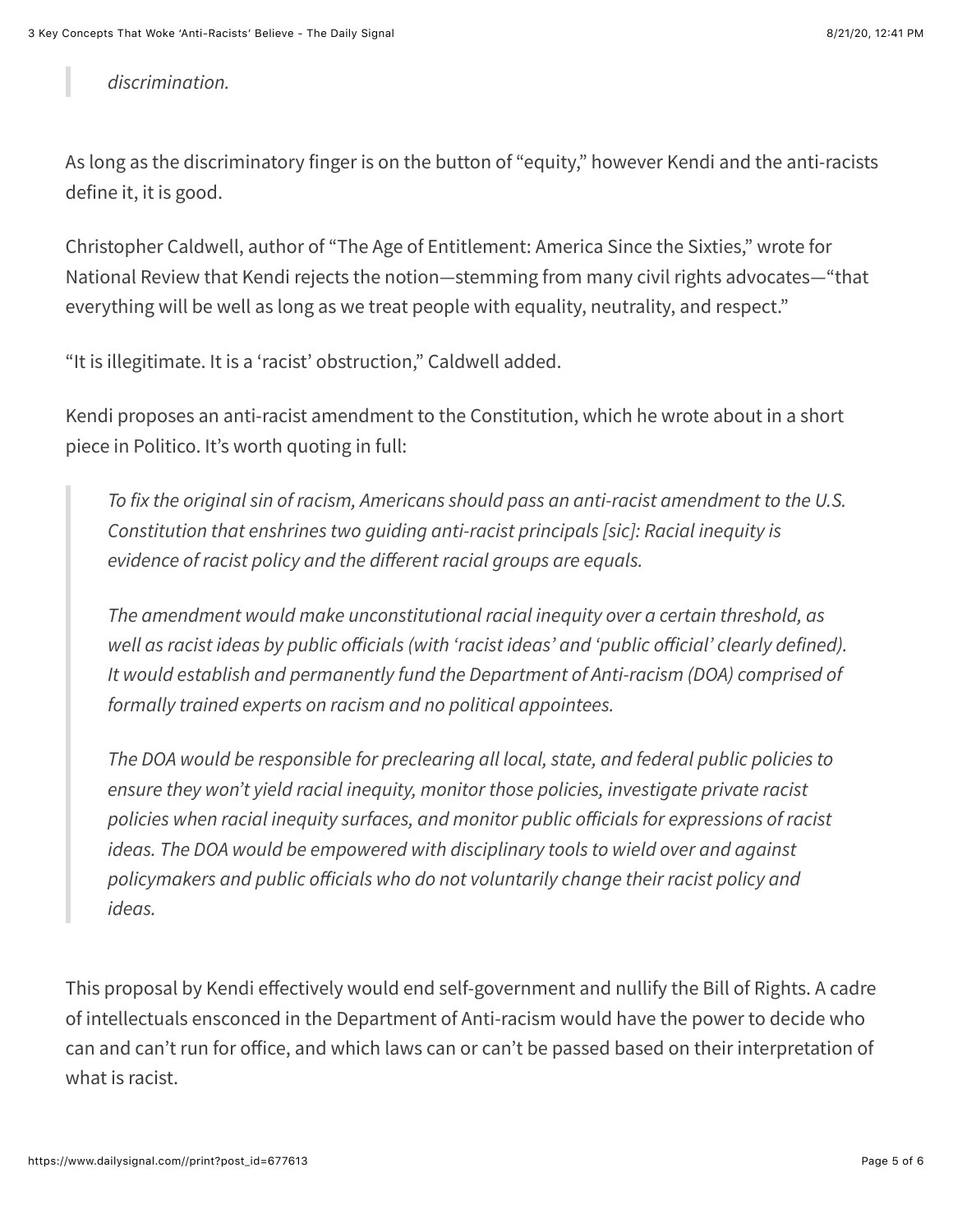> *discrimination.*

As long as the discriminatory finger is on the button of "equity," however Kendi and the anti-racists define it, it is good.

Christopher Caldwell, author of "The Age of Entitlement: America Since the Sixties," wrote for National Review that Kendi rejects the notion—stemming from many civil rights advocates—"that everything will be well as long as we treat people with equality, neutrality, and respect."

"It is illegitimate. It is a 'racist' obstruction," Caldwell added.

Kendi proposes an anti-racist amendment to the Constitution, which he wrote about in a short piece in Politico. It's worth quoting in full:

> *To fix the original sin of racism, Americans should pass an anti-racist amendment to the U.S. Constitution that enshrines two guiding anti-racist principals [sic]: Racial inequity is evidence of racist policy and the different racial groups are equals.*
>
> *The amendment would make unconstitutional racial inequity over a certain threshold, as well as racist ideas by public officials (with 'racist ideas' and 'public official' clearly defined). It would establish and permanently fund the Department of Anti-racism (DOA) comprised of formally trained experts on racism and no political appointees.*
>
> *The DOA would be responsible for preclearing all local, state, and federal public policies to ensure they won't yield racial inequity, monitor those policies, investigate private racist policies when racial inequity surfaces, and monitor public officials for expressions of racist ideas. The DOA would be empowered with disciplinary tools to wield over and against policymakers and public officials who do not voluntarily change their racist policy and ideas.*

This proposal by Kendi effectively would end self-government and nullify the Bill of Rights. A cadre of intellectuals ensconced in the Department of Anti-racism would have the power to decide who can and can't run for office, and which laws can or can't be passed based on their interpretation of what is racist.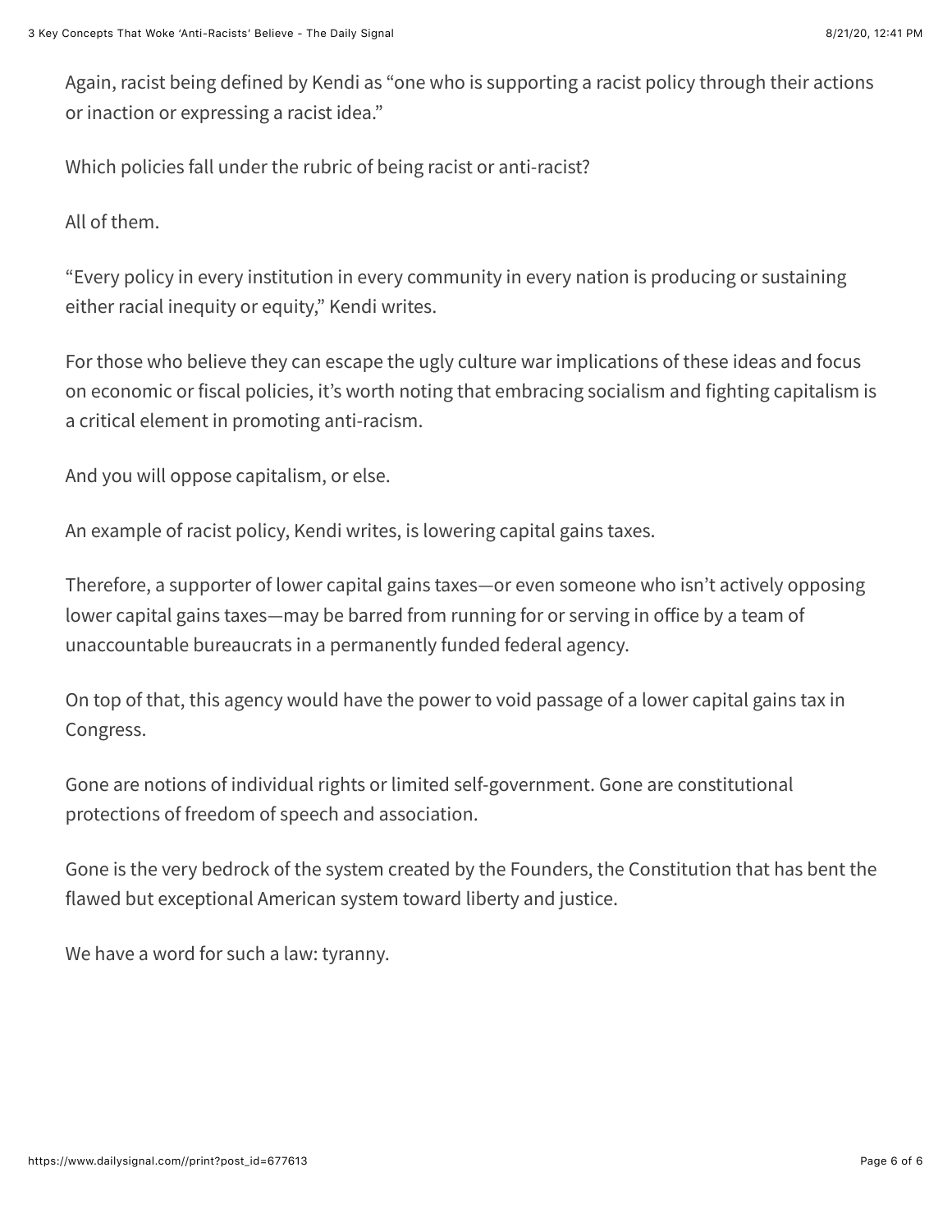Again, racist being defined by Kendi as "one who is supporting a racist policy through their actions or inaction or expressing a racist idea."

Which policies fall under the rubric of being racist or anti-racist?

All of them.

"Every policy in every institution in every community in every nation is producing or sustaining either racial inequity or equity," Kendi writes.

For those who believe they can escape the ugly culture war implications of these ideas and focus on economic or fiscal policies, it's worth noting that embracing socialism and fighting capitalism is a critical element in promoting anti-racism.

And you will oppose capitalism, or else.

An example of racist policy, Kendi writes, is lowering capital gains taxes.

Therefore, a supporter of lower capital gains taxes—or even someone who isn't actively opposing lower capital gains taxes—may be barred from running for or serving in office by a team of unaccountable bureaucrats in a permanently funded federal agency.

On top of that, this agency would have the power to void passage of a lower capital gains tax in Congress.

Gone are notions of individual rights or limited self-government. Gone are constitutional protections of freedom of speech and association.

Gone is the very bedrock of the system created by the Founders, the Constitution that has bent the flawed but exceptional American system toward liberty and justice.

We have a word for such a law: tyranny.